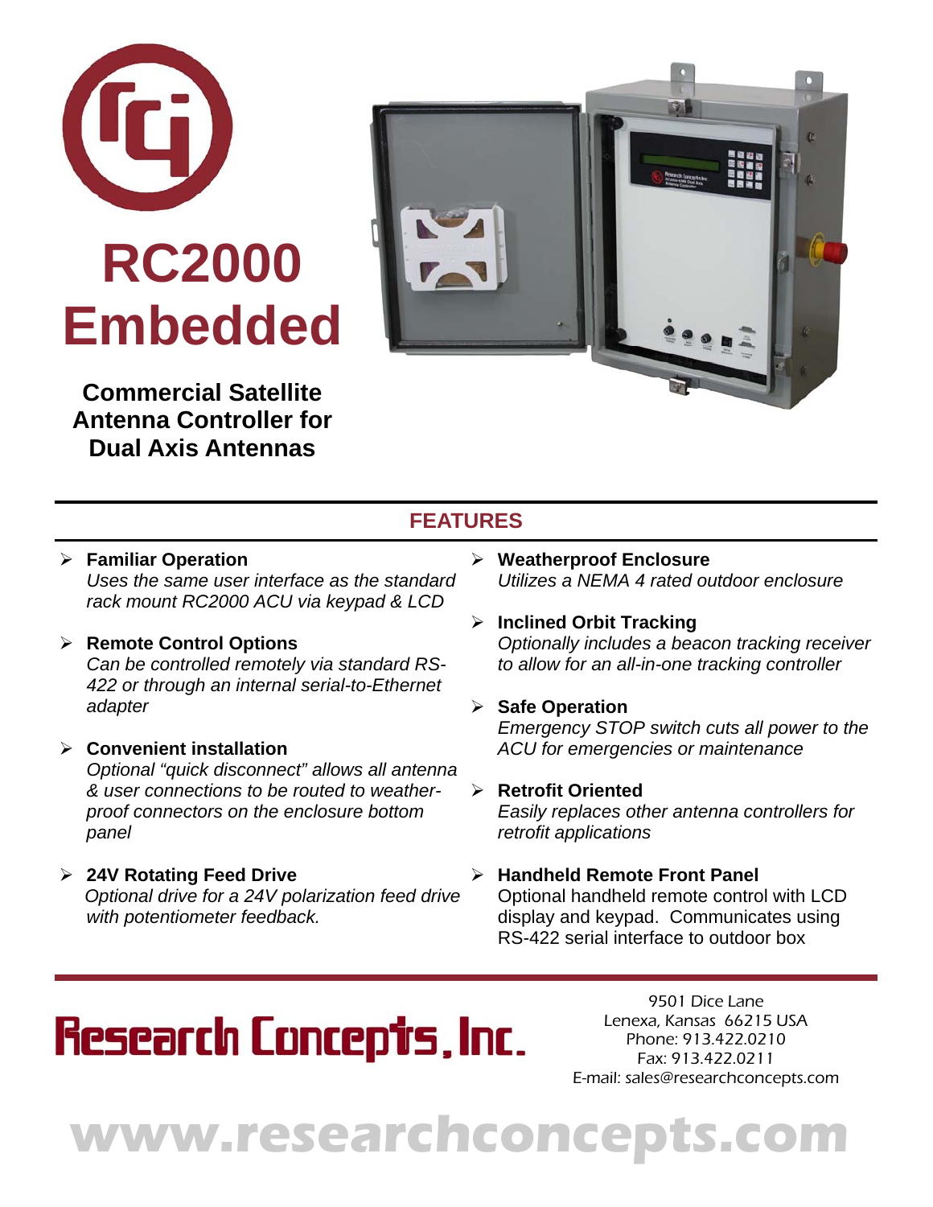# RC2000 Embedded

**Commercial Satellite Antenna Controller for Dual Axis Antennas**

## FEATURES

- **Familiar Operation**
  *Uses the same user interface as the standard rack mount RC2000 ACU via keypad & LCD*

- **Remote Control Options**
  *Can be controlled remotely via standard RS-422 or through an internal serial-to-Ethernet adapter*

- **Convenient installation**
  *Optional "quick disconnect" allows all antenna & user connections to be routed to weather-proof connectors on the enclosure bottom panel*

- **24V Rotating Feed Drive**
  *Optional drive for a 24V polarization feed drive with potentiometer feedback.*

- **Weatherproof Enclosure**
  *Utilizes a NEMA 4 rated outdoor enclosure*

- **Inclined Orbit Tracking**
  *Optionally includes a beacon tracking receiver to allow for an all-in-one tracking controller*

- **Safe Operation**
  *Emergency STOP switch cuts all power to the ACU for emergencies or maintenance*

- **Retrofit Oriented**
  *Easily replaces other antenna controllers for retrofit applications*

- **Handheld Remote Front Panel**
  Optional handheld remote control with LCD display and keypad. Communicates using RS-422 serial interface to outdoor box

**Research Concepts, Inc.**

9501 Dice Lane
Lenexa, Kansas 66215 USA
Phone: 913.422.0210
Fax: 913.422.0211
E-mail: sales@researchconcepts.com

**www.researchconcepts.com**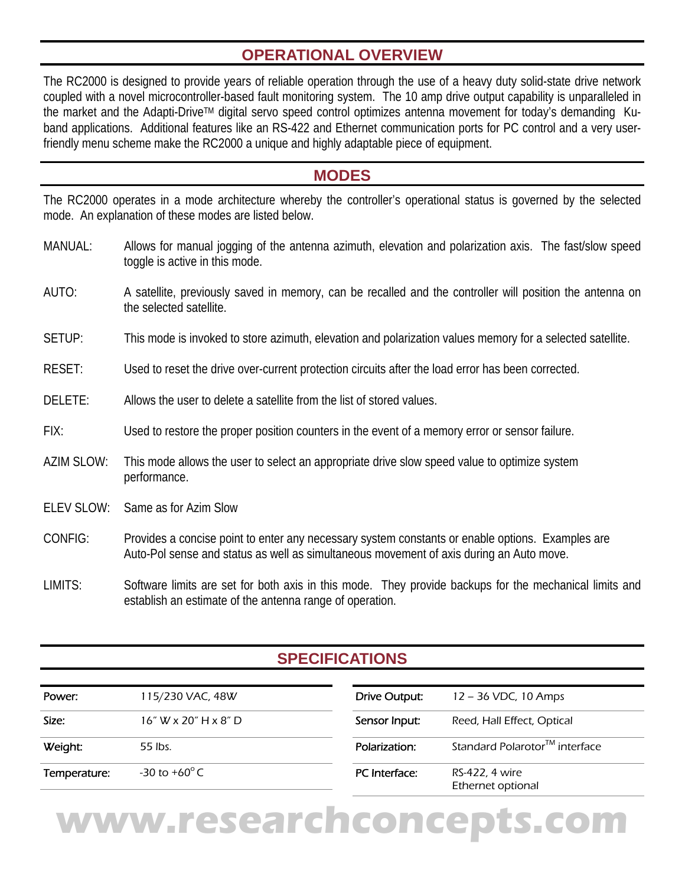## OPERATIONAL OVERVIEW

The RC2000 is designed to provide years of reliable operation through the use of a heavy duty solid-state drive network coupled with a novel microcontroller-based fault monitoring system. The 10 amp drive output capability is unparalleled in the market and the Adapti-Drive™ digital servo speed control optimizes antenna movement for today's demanding Ku-band applications. Additional features like an RS-422 and Ethernet communication ports for PC control and a very user-friendly menu scheme make the RC2000 a unique and highly adaptable piece of equipment.

## MODES

The RC2000 operates in a mode architecture whereby the controller's operational status is governed by the selected mode. An explanation of these modes are listed below.

MANUAL: Allows for manual jogging of the antenna azimuth, elevation and polarization axis. The fast/slow speed toggle is active in this mode.

AUTO: A satellite, previously saved in memory, can be recalled and the controller will position the antenna on the selected satellite.

SETUP: This mode is invoked to store azimuth, elevation and polarization values memory for a selected satellite.

RESET: Used to reset the drive over-current protection circuits after the load error has been corrected.

DELETE: Allows the user to delete a satellite from the list of stored values.

FIX: Used to restore the proper position counters in the event of a memory error or sensor failure.

AZIM SLOW: This mode allows the user to select an appropriate drive slow speed value to optimize system performance.

ELEV SLOW: Same as for Azim Slow

CONFIG: Provides a concise point to enter any necessary system constants or enable options. Examples are Auto-Pol sense and status as well as simultaneous movement of axis during an Auto move.

LIMITS: Software limits are set for both axis in this mode. They provide backups for the mechanical limits and establish an estimate of the antenna range of operation.

## SPECIFICATIONS

| | | | |
|---|---|---|---|
| **Power:** | 115/230 VAC, 48W | **Drive Output:** | 12 – 36 VDC, 10 Amps |
| **Size:** | 16" W x 20" H x 8" D | **Sensor Input:** | Reed, Hall Effect, Optical |
| **Weight:** | 55 lbs. | **Polarization:** | Standard Polarotor™ interface |
| **Temperature:** | -30 to +60° C | **PC Interface:** | RS-422, 4 wire<br>Ethernet optional |

www.researchconcepts.com